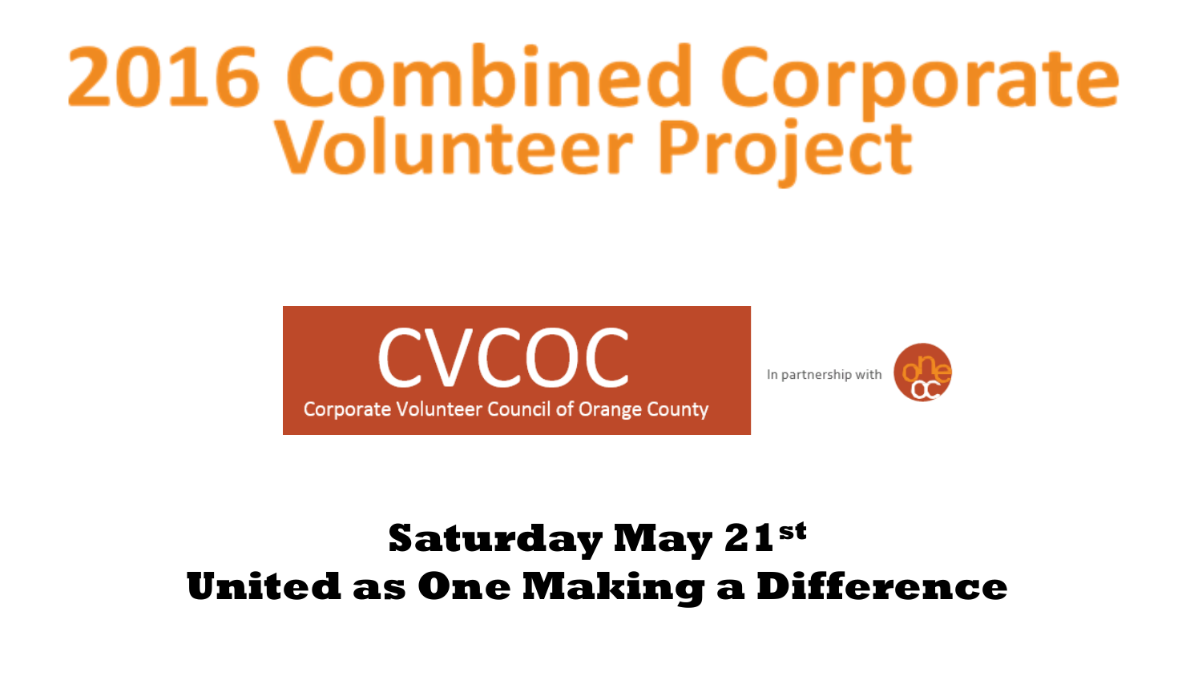# 2016 Combined Corporate Volunteer Project

CVCOC

Corporate Volunteer Council of Orange County

In partnership with one OC

**Saturday May 21st**

**United as One Making a Difference**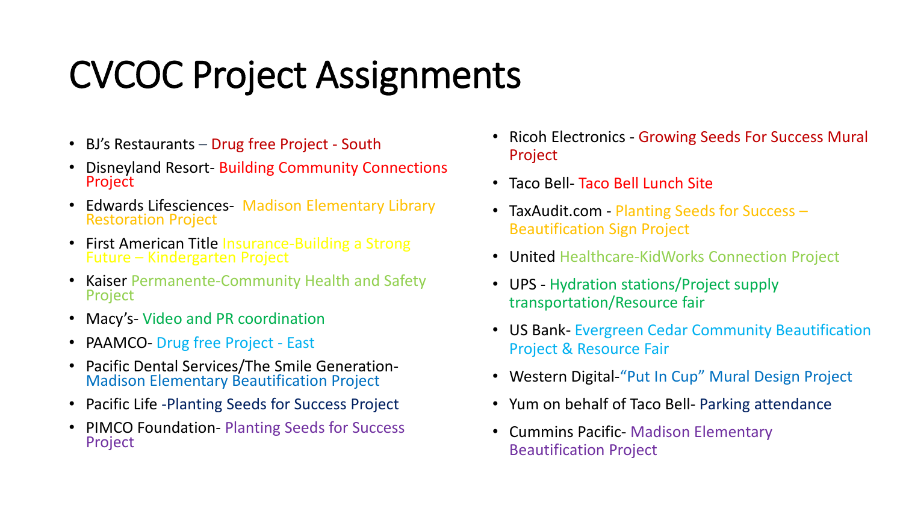# CVCOC Project Assignments

- BJ's Restaurants – Drug free Project - South
- Disneyland Resort- Building Community Connections Project
- Edwards Lifesciences- Madison Elementary Library Restoration Project
- First American Title Insurance-Building a Strong Future – Kindergarten Project
- Kaiser Permanente-Community Health and Safety Project
- Macy's- Video and PR coordination
- PAAMCO- Drug free Project - East
- Pacific Dental Services/The Smile Generation- Madison Elementary Beautification Project
- Pacific Life -Planting Seeds for Success Project
- PIMCO Foundation- Planting Seeds for Success Project
- Ricoh Electronics - Growing Seeds For Success Mural Project
- Taco Bell- Taco Bell Lunch Site
- TaxAudit.com - Planting Seeds for Success – Beautification Sign Project
- United Healthcare-KidWorks Connection Project
- UPS - Hydration stations/Project supply transportation/Resource fair
- US Bank- Evergreen Cedar Community Beautification Project & Resource Fair
- Western Digital-"Put In Cup" Mural Design Project
- Yum on behalf of Taco Bell- Parking attendance
- Cummins Pacific- Madison Elementary Beautification Project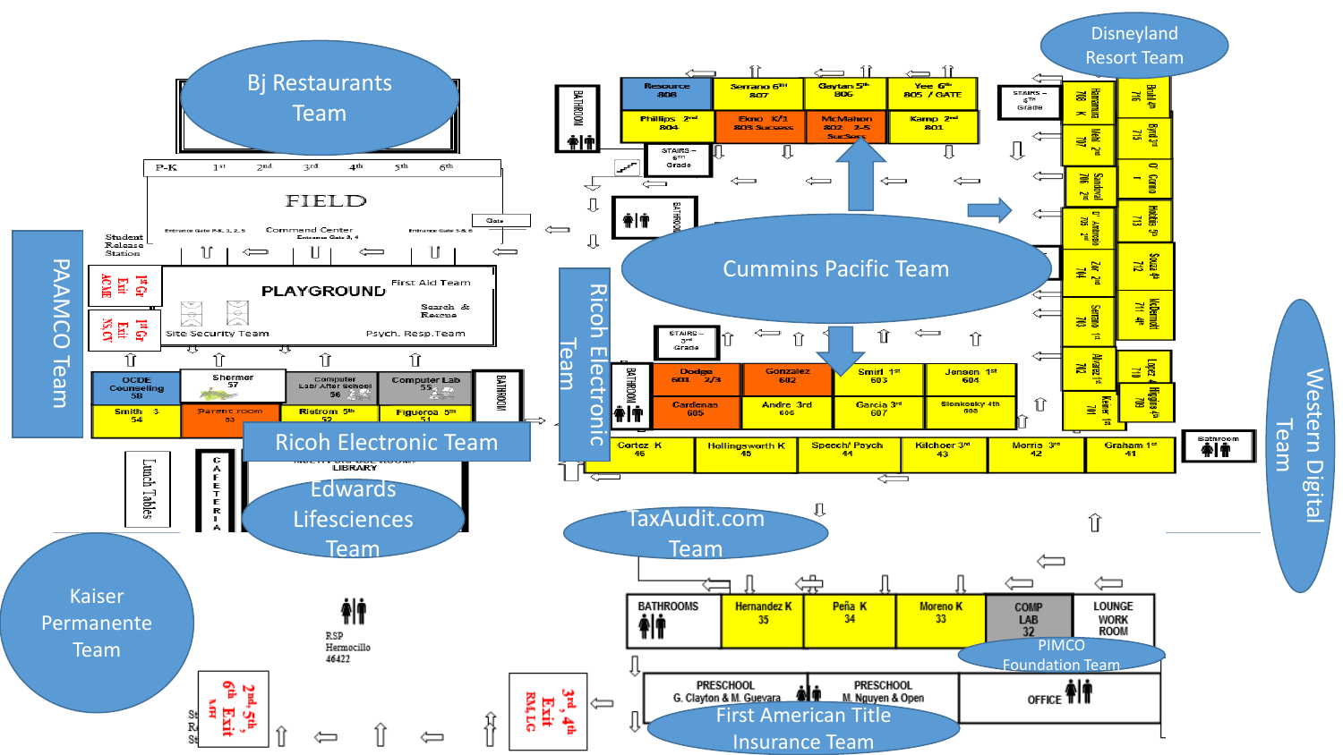Bj Restaurants Team

P-K 1st 2nd 3rd 4th 5th 6th

FIELD

Gate

Student Release Station

Entrance Gate P-K, 1, 2, 5 — Command Center Entrance Gate 3, 4 — Entrance Gate 5 & 6

PAAMCO Team

1st Gr ACME Exit

1st Gr SS,CV Exit

PLAYGROUND

First Aid Team

Search & Rescue

Site Security Team

Psych. Resp.Team

OCDE Counseling 58 | Shermer 57 | Computer Lab/ After School 56 | Computer Lab 55 | BATHROOM

Smith 3 54 | Parent room 53 | Ristrom 5th 52 | Figueroa 5th 51

Ricoh Electronic Team

Lunch Tables

CAFETERIA

MULTIPURPOSE ROOM / LIBRARY

Edwards Lifesciences Team

Kaiser Permanente Team

RSP Hermocillo 46422

2nd, 5th, 6th Exit

3rd, 4th Exit RM,LG

BATHROOM

Resource 808 | Serrano 6th 807 | Gaytan 5th 806 | Yee 6th 805 / GATE

Phillips 2nd 804 | Ekno K/1 803 Success | McMahon 802 2-5 Success | Kamp 2nd 801

STAIRS – 6th Grade

STAIRS – 6th Grade

BATHROOM

Cummins Pacific Team

Ricoh Electronic Team

STAIRS – 3rd Grade

BATHROOM

Dodge 601 2/3 | Gonzalez 602 | Smirl 1st 603 | Jensen 1st 604

Cardenas 605 | Andre 3rd 606 | Garcia 3rd 607 | Slonkosky 4th 608

Cortez K 46 | Hollingsworth K 45 | Speech/ Psych 44 | Kilchoer 3rd 43 | Morris 3rd 42 | Graham 1st 41

Disneyland Resort Team

Ramamurthy 708 K | Brault 4th 716

Melki 2nd 707 | Byrd 3rd 715

Sandoval 706 2nd | O' Carroll 1

D' Ambrosio 705 2nd | Heddle 5th 713

Zur 2nd 704 | Souza 4th 712

Serrano 1st 703 | McDermott 711 4th

Alvarez 1st 702 | Lopez 4 710

Kaiser 1st 701 | Higgins 4th 709

Bathroom

Western Digital Team

TaxAudit.com Team

BATHROOMS | Hernandez K 35 | Peña K 34 | Moreno K 33 | COMP LAB 32 | LOUNGE WORK ROOM

PIMCO Foundation Team

PRESCHOOL G. Clayton & M. Guevara | PRESCHOOL M. Nguyen & Open | OFFICE

First American Title Insurance Team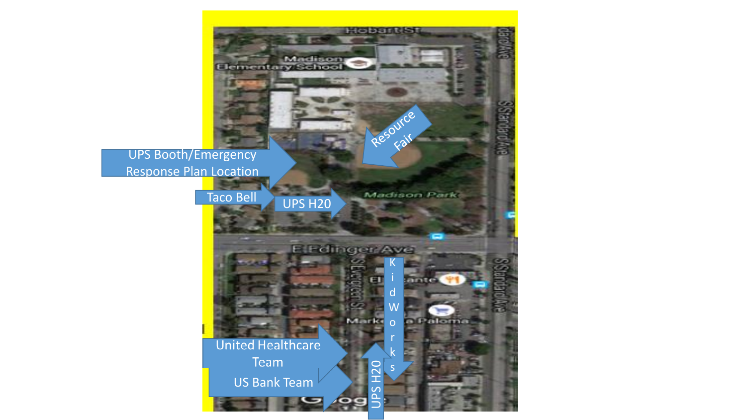UPS Booth/Emergency Response Plan Location

Resource Fair

Taco Bell

UPS H20

KidWorks

United Healthcare Team

US Bank Team

UPS H20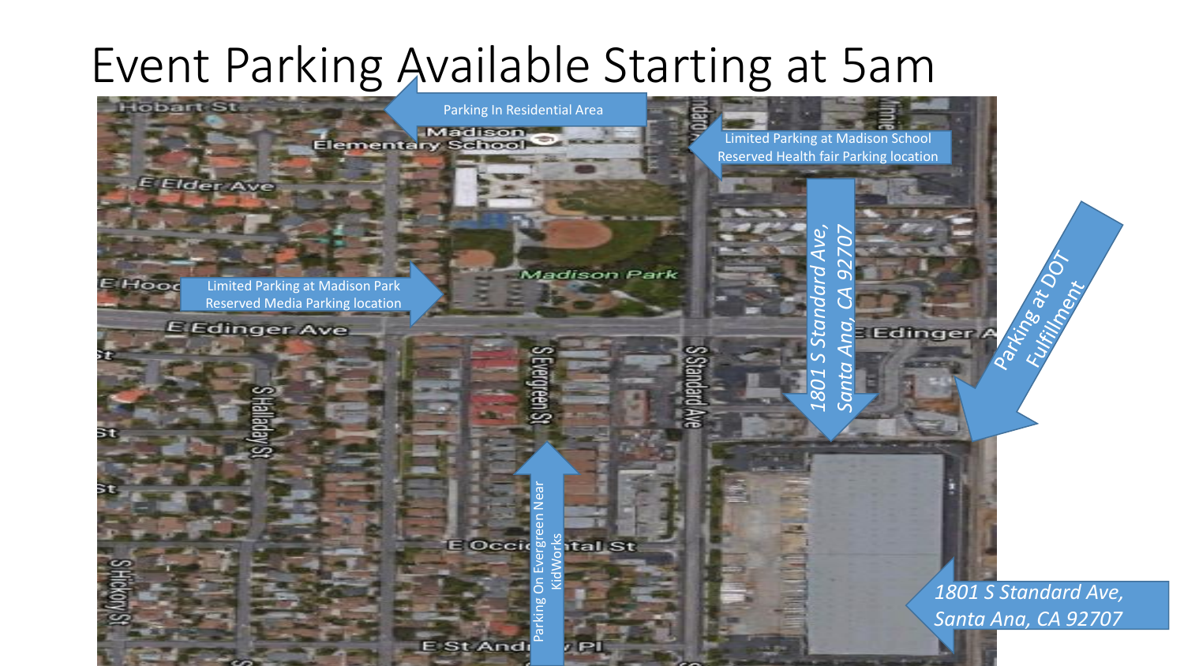# Event Parking Available Starting at 5am

Parking In Residential Area

Limited Parking at Madison School
Reserved Health fair Parking location

Limited Parking at Madison Park
Reserved Media Parking location

*1801 S Standard Ave, Santa Ana, CA 92707*

Parking at DOT Fulfillment

Parking On Evergreen Near KidWorks

*1801 S Standard Ave, Santa Ana, CA 92707*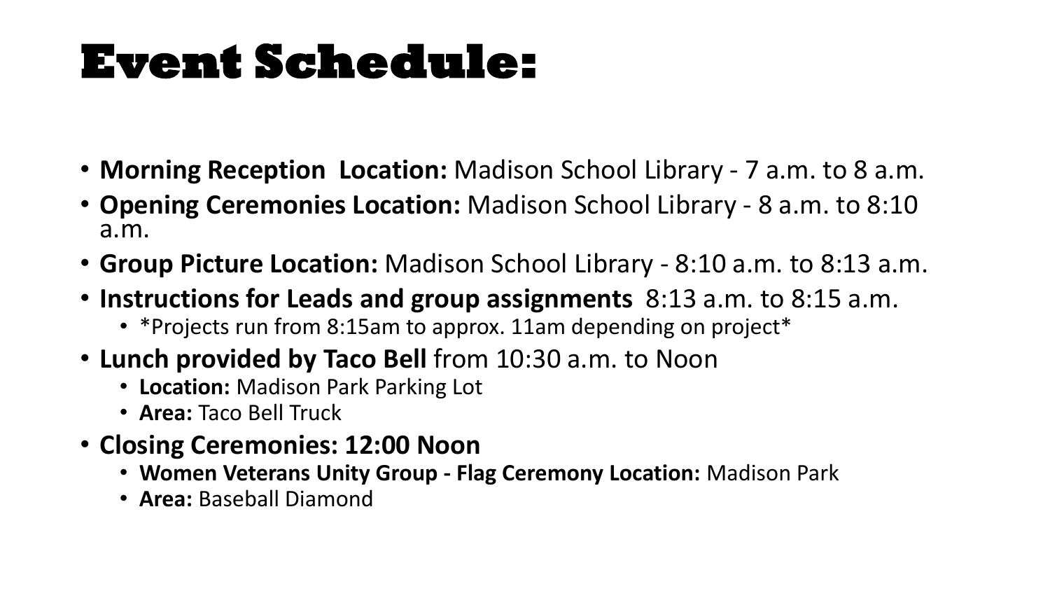# Event Schedule:

- **Morning Reception Location:** Madison School Library - 7 a.m. to 8 a.m.
- **Opening Ceremonies Location:** Madison School Library - 8 a.m. to 8:10 a.m.
- **Group Picture Location:** Madison School Library - 8:10 a.m. to 8:13 a.m.
- **Instructions for Leads and group assignments** 8:13 a.m. to 8:15 a.m.
  - *Projects run from 8:15am to approx. 11am depending on project*
- **Lunch provided by Taco Bell** from 10:30 a.m. to Noon
  - **Location:** Madison Park Parking Lot
  - **Area:** Taco Bell Truck
- **Closing Ceremonies: 12:00 Noon**
  - **Women Veterans Unity Group - Flag Ceremony Location:** Madison Park
  - **Area:** Baseball Diamond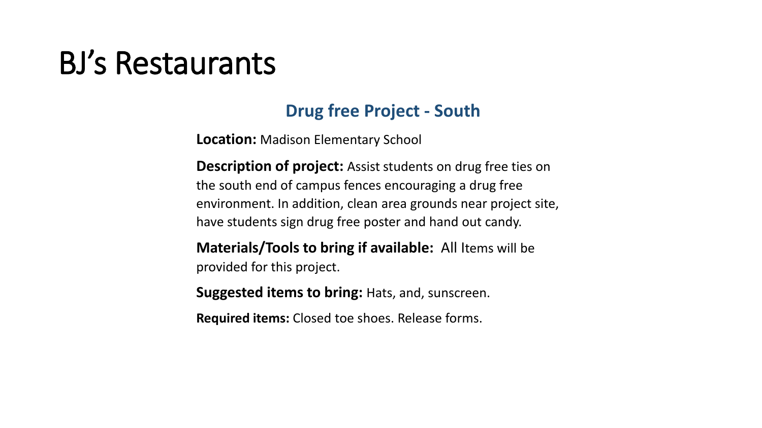# BJ's Restaurants

## Drug free Project - South

**Location:** Madison Elementary School

**Description of project:** Assist students on drug free ties on the south end of campus fences encouraging a drug free environment. In addition, clean area grounds near project site, have students sign drug free poster and hand out candy.

**Materials/Tools to bring if available:** All Items will be provided for this project.

**Suggested items to bring:** Hats, and, sunscreen.

**Required items:** Closed toe shoes. Release forms.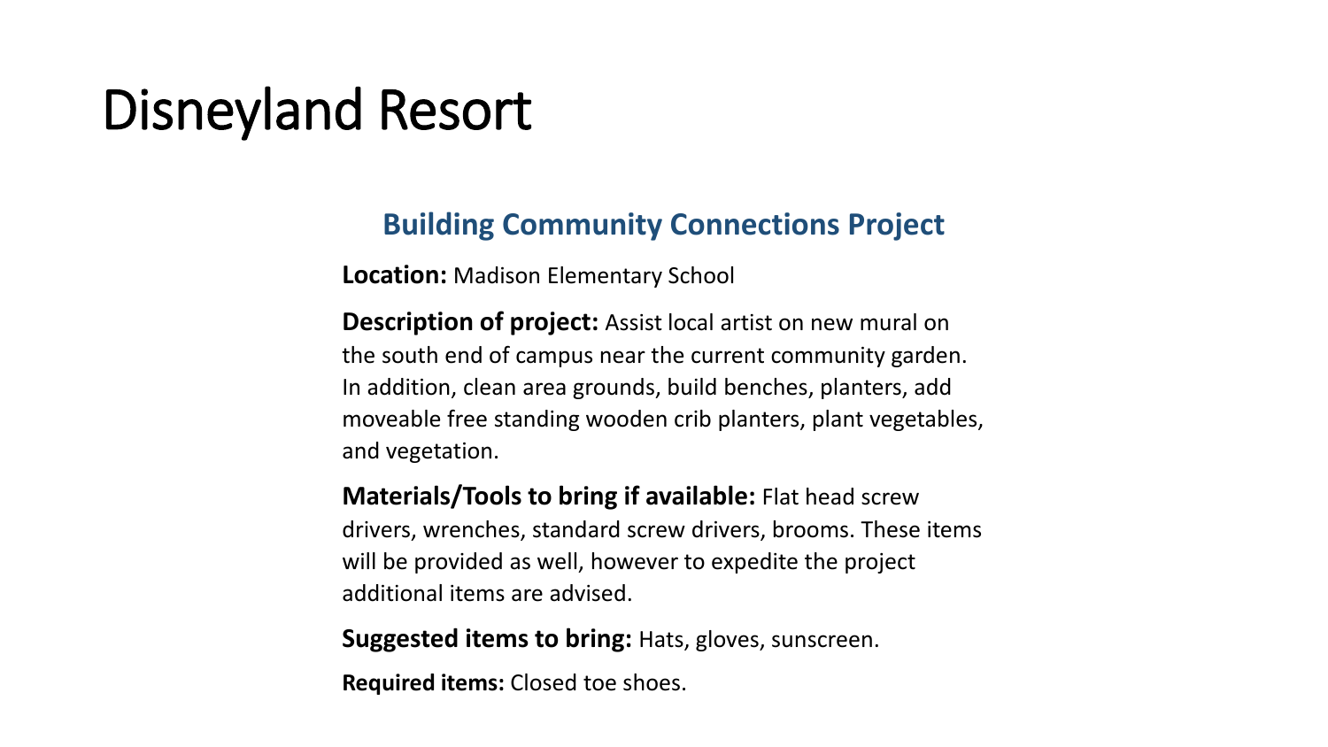# Disneyland Resort

## Building Community Connections Project

**Location:** Madison Elementary School

**Description of project:** Assist local artist on new mural on the south end of campus near the current community garden. In addition, clean area grounds, build benches, planters, add moveable free standing wooden crib planters, plant vegetables, and vegetation.

**Materials/Tools to bring if available:** Flat head screw drivers, wrenches, standard screw drivers, brooms. These items will be provided as well, however to expedite the project additional items are advised.

**Suggested items to bring:** Hats, gloves, sunscreen.

**Required items:** Closed toe shoes.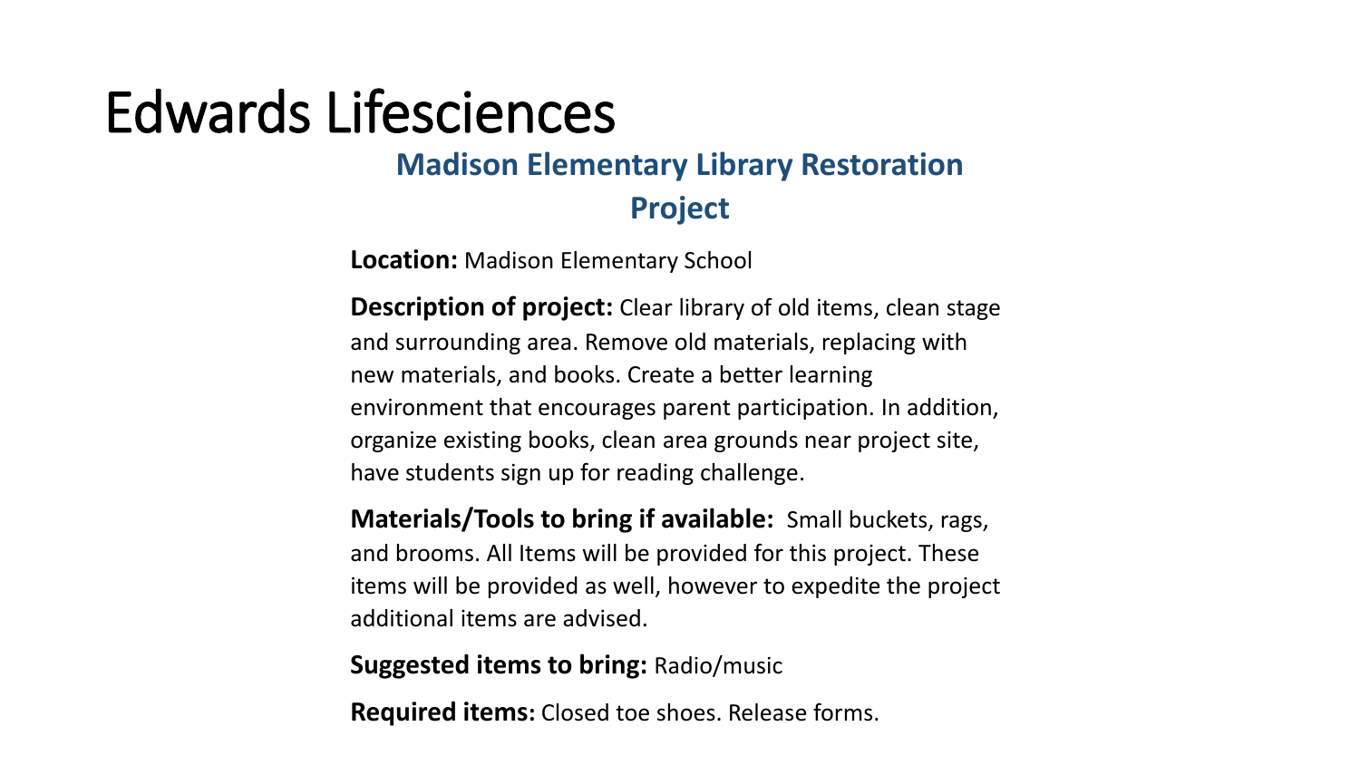# Edwards Lifesciences

## Madison Elementary Library Restoration Project

**Location:** Madison Elementary School

**Description of project:** Clear library of old items, clean stage and surrounding area. Remove old materials, replacing with new materials, and books. Create a better learning environment that encourages parent participation. In addition, organize existing books, clean area grounds near project site, have students sign up for reading challenge.

**Materials/Tools to bring if available:** Small buckets, rags, and brooms. All Items will be provided for this project. These items will be provided as well, however to expedite the project additional items are advised.

**Suggested items to bring:** Radio/music

**Required items:** Closed toe shoes. Release forms.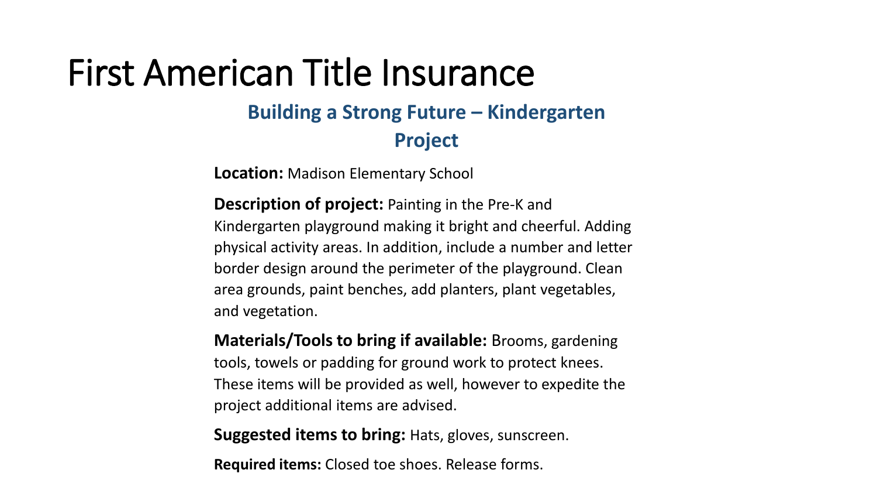# First American Title Insurance

## Building a Strong Future – Kindergarten Project

**Location:** Madison Elementary School

**Description of project:** Painting in the Pre-K and Kindergarten playground making it bright and cheerful. Adding physical activity areas. In addition, include a number and letter border design around the perimeter of the playground. Clean area grounds, paint benches, add planters, plant vegetables, and vegetation.

**Materials/Tools to bring if available:** Brooms, gardening tools, towels or padding for ground work to protect knees. These items will be provided as well, however to expedite the project additional items are advised.

**Suggested items to bring:** Hats, gloves, sunscreen.

**Required items:** Closed toe shoes. Release forms.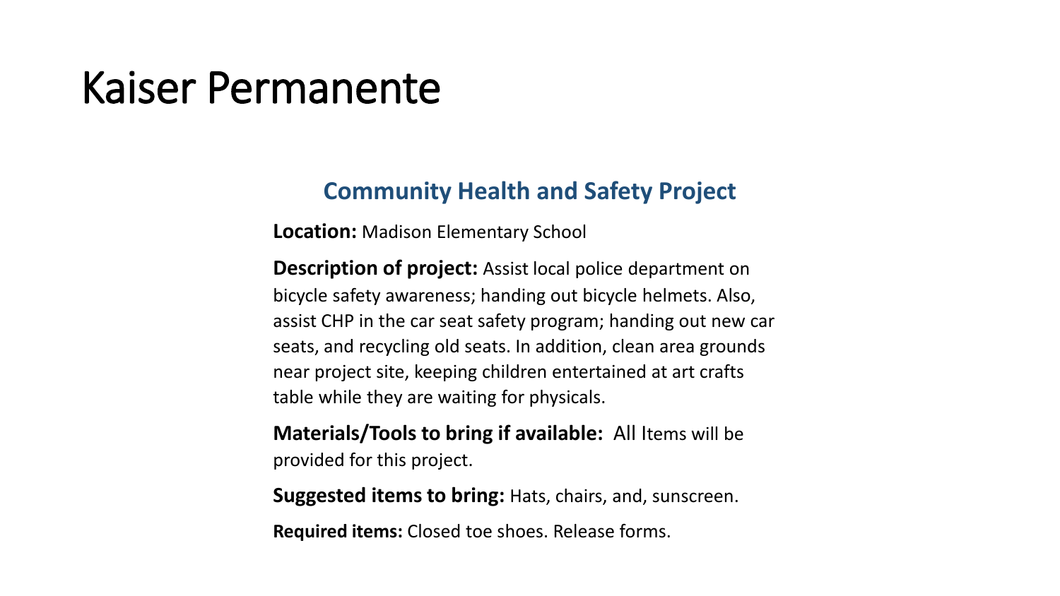# Kaiser Permanente

## Community Health and Safety Project

**Location:** Madison Elementary School

**Description of project:** Assist local police department on bicycle safety awareness; handing out bicycle helmets. Also, assist CHP in the car seat safety program; handing out new car seats, and recycling old seats. In addition, clean area grounds near project site, keeping children entertained at art crafts table while they are waiting for physicals.

**Materials/Tools to bring if available:** All Items will be provided for this project.

**Suggested items to bring:** Hats, chairs, and, sunscreen.

**Required items:** Closed toe shoes. Release forms.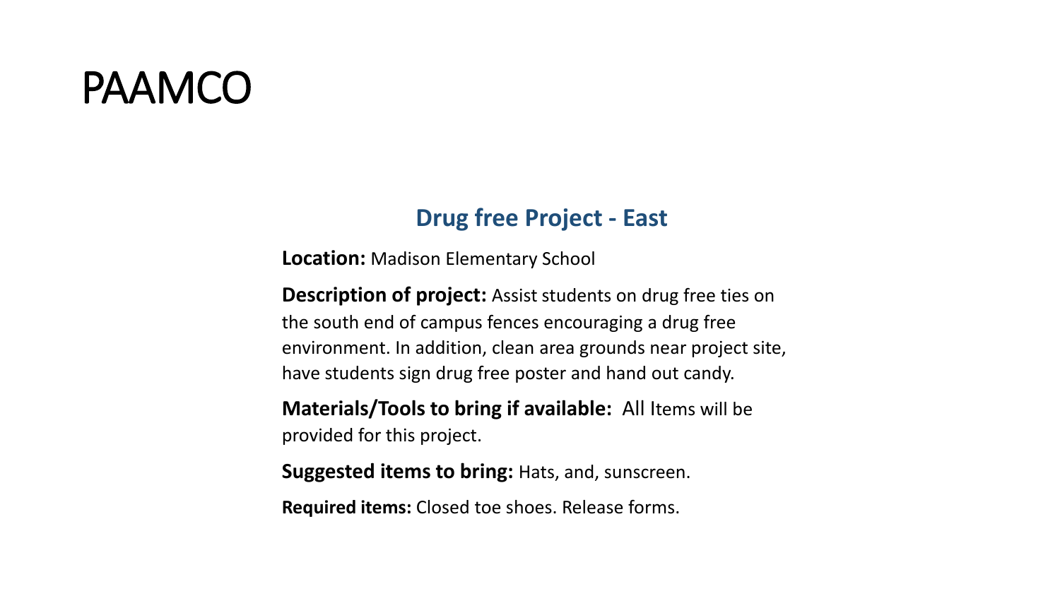# PAAMCO

## Drug free Project - East

**Location:** Madison Elementary School

**Description of project:** Assist students on drug free ties on the south end of campus fences encouraging a drug free environment. In addition, clean area grounds near project site, have students sign drug free poster and hand out candy.

**Materials/Tools to bring if available:** All Items will be provided for this project.

**Suggested items to bring:** Hats, and, sunscreen.

**Required items:** Closed toe shoes. Release forms.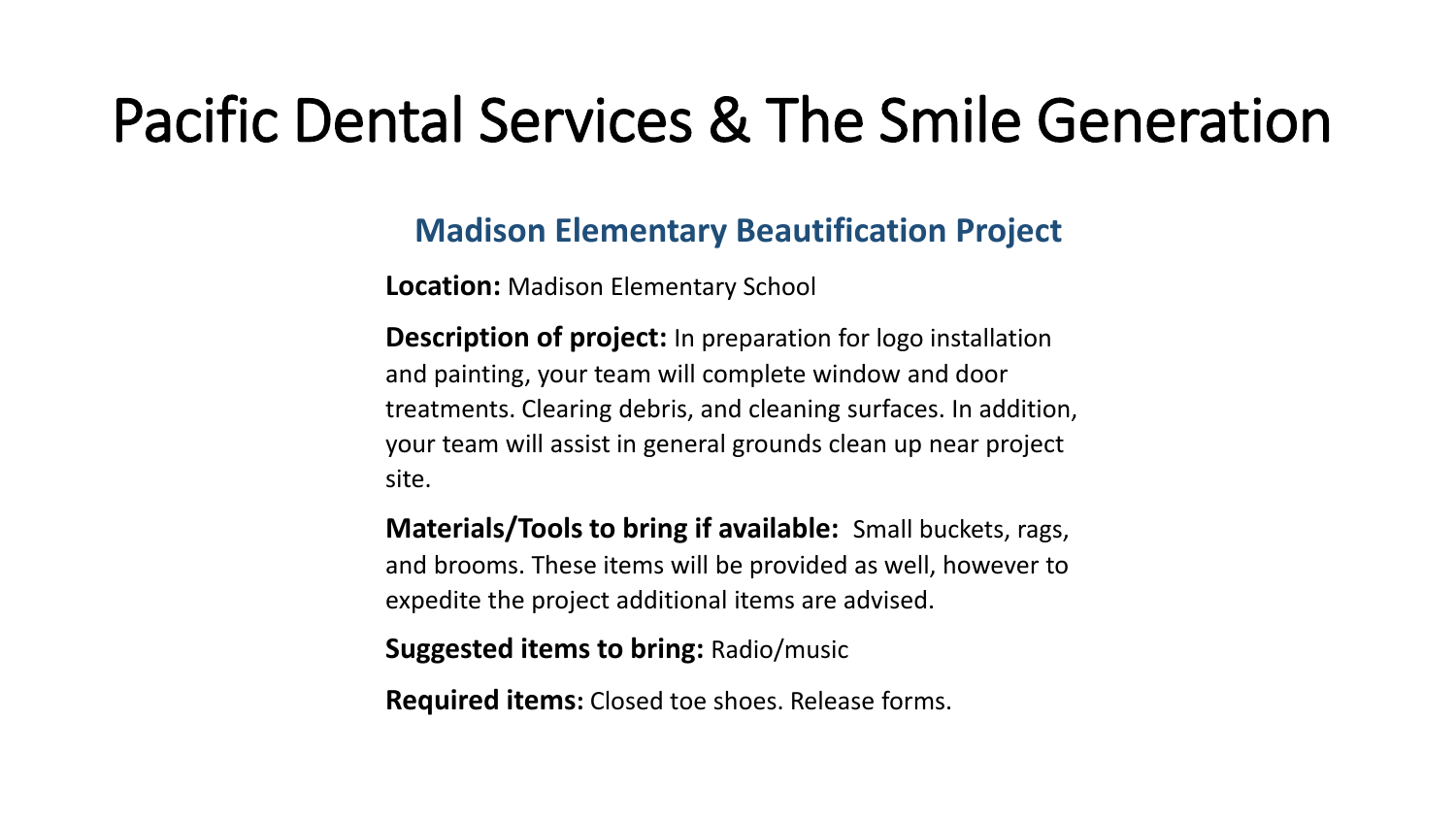# Pacific Dental Services & The Smile Generation

## Madison Elementary Beautification Project

**Location:** Madison Elementary School

**Description of project:** In preparation for logo installation and painting, your team will complete window and door treatments. Clearing debris, and cleaning surfaces. In addition, your team will assist in general grounds clean up near project site.

**Materials/Tools to bring if available:** Small buckets, rags, and brooms. These items will be provided as well, however to expedite the project additional items are advised.

**Suggested items to bring:** Radio/music

**Required items:** Closed toe shoes. Release forms.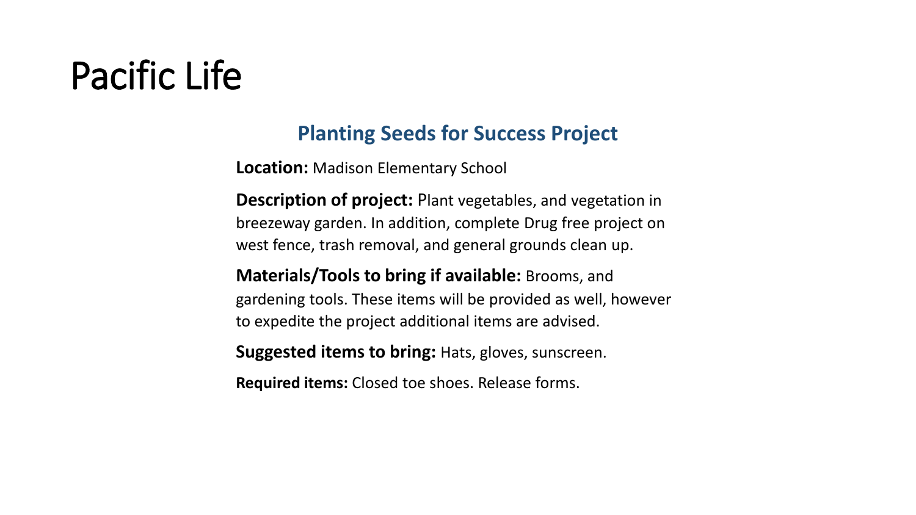# Pacific Life

## Planting Seeds for Success Project

**Location:** Madison Elementary School

**Description of project:** Plant vegetables, and vegetation in breezeway garden. In addition, complete Drug free project on west fence, trash removal, and general grounds clean up.

**Materials/Tools to bring if available:** Brooms, and gardening tools. These items will be provided as well, however to expedite the project additional items are advised.

**Suggested items to bring:** Hats, gloves, sunscreen.

**Required items:** Closed toe shoes. Release forms.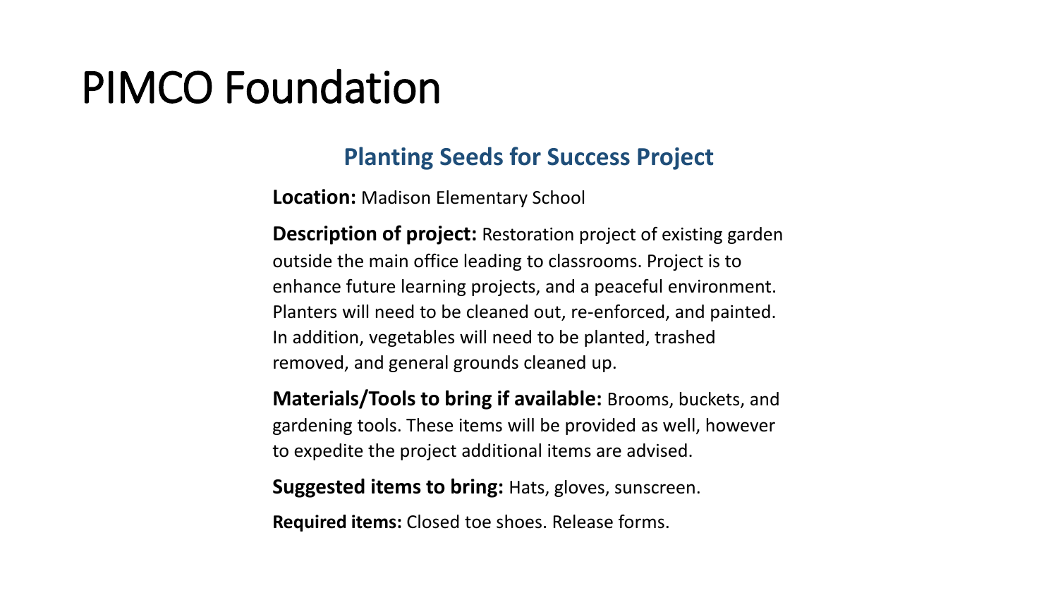# PIMCO Foundation

## Planting Seeds for Success Project

**Location:** Madison Elementary School

**Description of project:** Restoration project of existing garden outside the main office leading to classrooms. Project is to enhance future learning projects, and a peaceful environment. Planters will need to be cleaned out, re-enforced, and painted. In addition, vegetables will need to be planted, trashed removed, and general grounds cleaned up.

**Materials/Tools to bring if available:** Brooms, buckets, and gardening tools. These items will be provided as well, however to expedite the project additional items are advised.

**Suggested items to bring:** Hats, gloves, sunscreen.

**Required items:** Closed toe shoes. Release forms.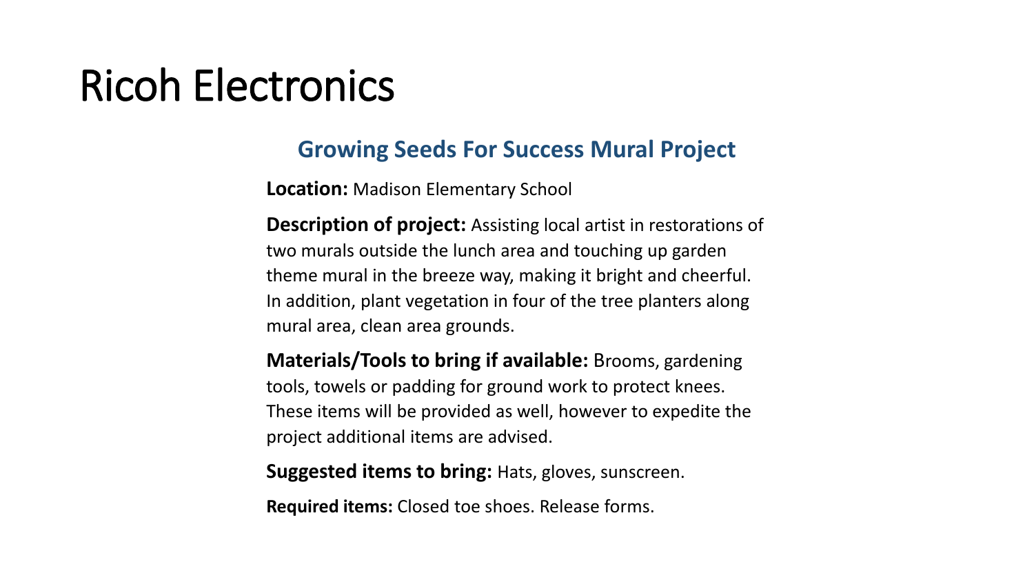# Ricoh Electronics

## Growing Seeds For Success Mural Project

**Location:** Madison Elementary School

**Description of project:** Assisting local artist in restorations of two murals outside the lunch area and touching up garden theme mural in the breeze way, making it bright and cheerful. In addition, plant vegetation in four of the tree planters along mural area, clean area grounds.

**Materials/Tools to bring if available:** Brooms, gardening tools, towels or padding for ground work to protect knees. These items will be provided as well, however to expedite the project additional items are advised.

**Suggested items to bring:** Hats, gloves, sunscreen.

**Required items:** Closed toe shoes. Release forms.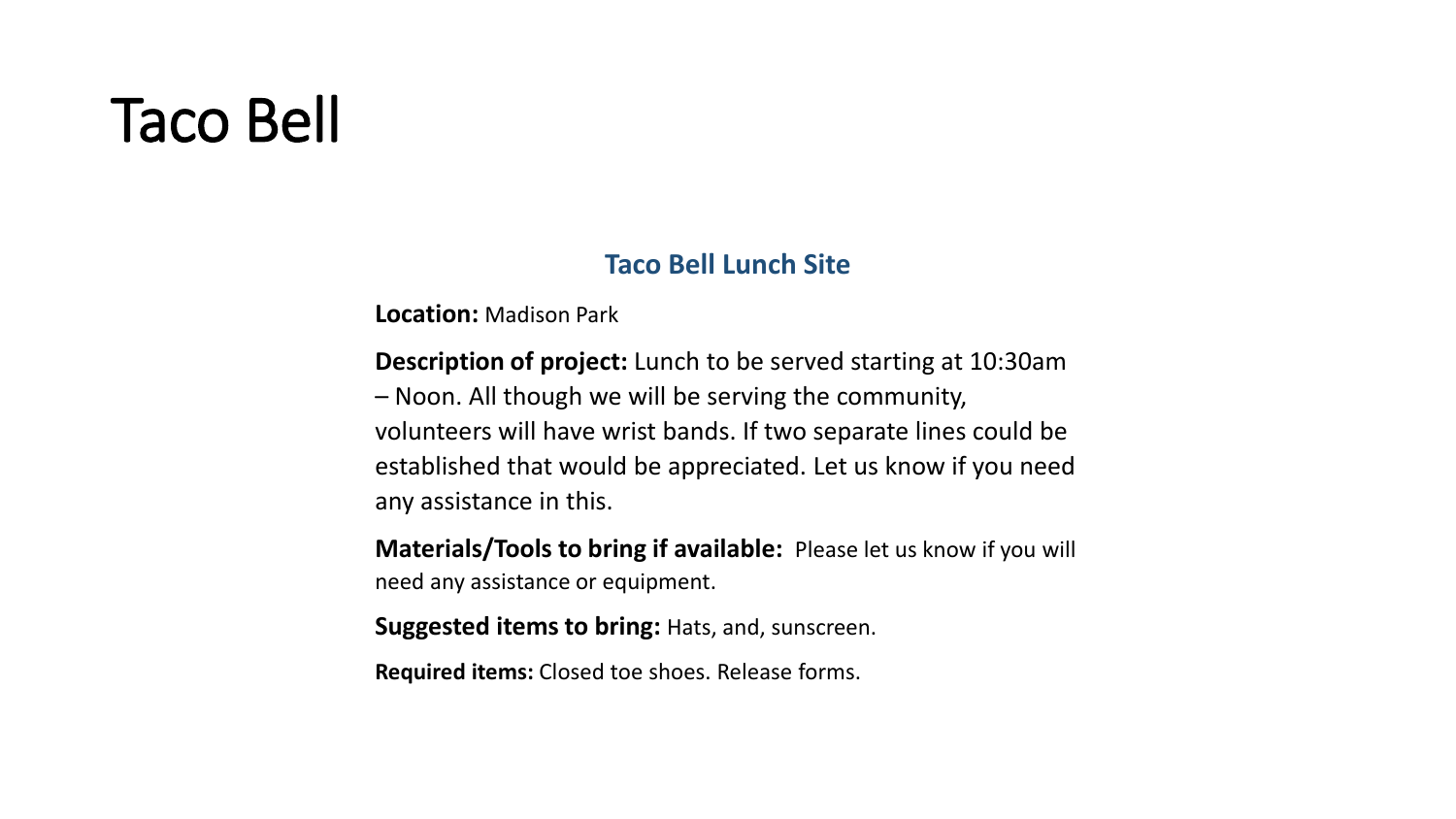# Taco Bell

## Taco Bell Lunch Site

**Location:** Madison Park

**Description of project:** Lunch to be served starting at 10:30am – Noon. All though we will be serving the community, volunteers will have wrist bands. If two separate lines could be established that would be appreciated. Let us know if you need any assistance in this.

**Materials/Tools to bring if available:** Please let us know if you will need any assistance or equipment.

**Suggested items to bring:** Hats, and, sunscreen.

**Required items:** Closed toe shoes. Release forms.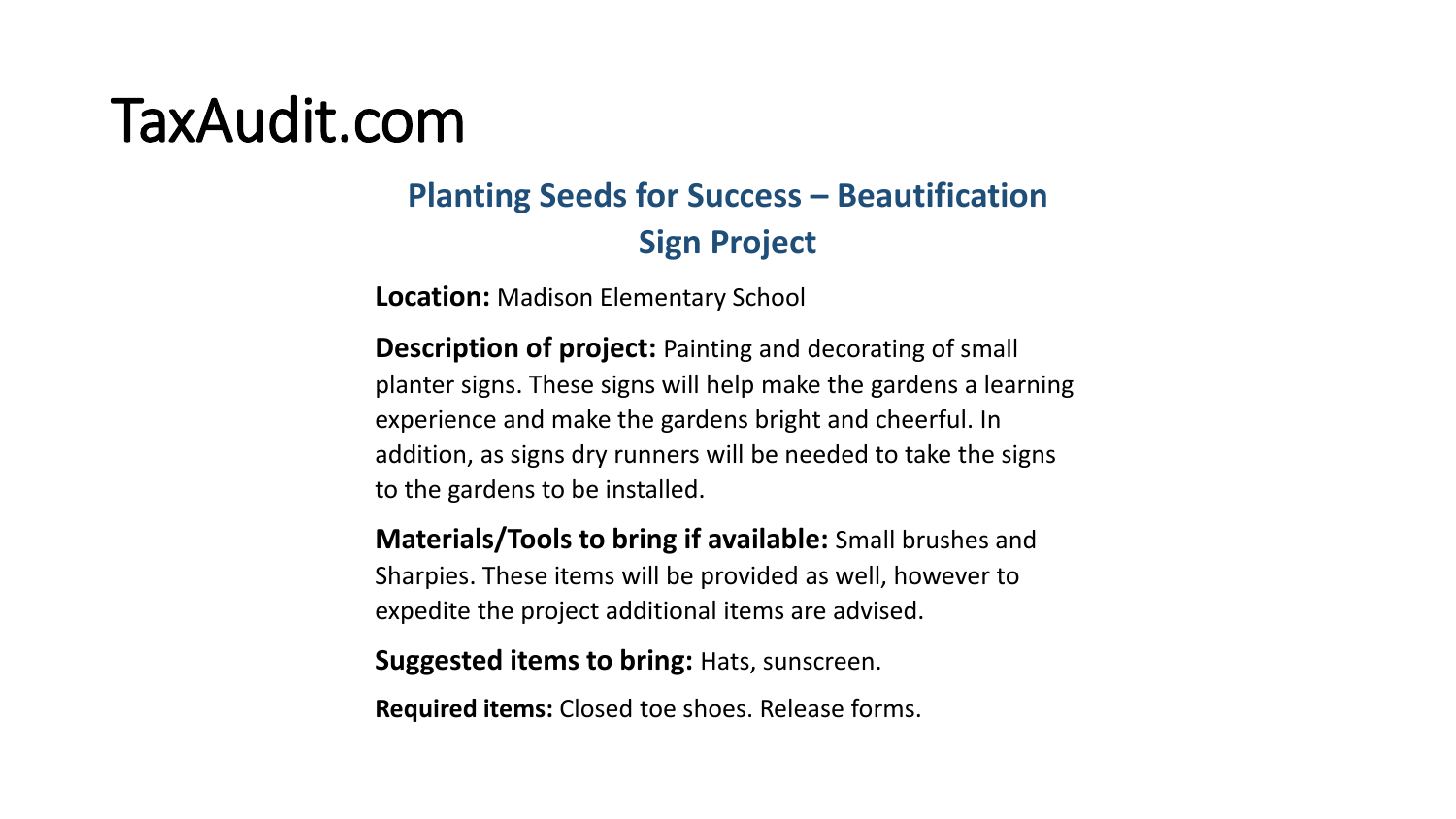# TaxAudit.com

## Planting Seeds for Success – Beautification Sign Project

**Location:** Madison Elementary School

**Description of project:** Painting and decorating of small planter signs. These signs will help make the gardens a learning experience and make the gardens bright and cheerful. In addition, as signs dry runners will be needed to take the signs to the gardens to be installed.

**Materials/Tools to bring if available:** Small brushes and Sharpies. These items will be provided as well, however to expedite the project additional items are advised.

**Suggested items to bring:** Hats, sunscreen.

**Required items:** Closed toe shoes. Release forms.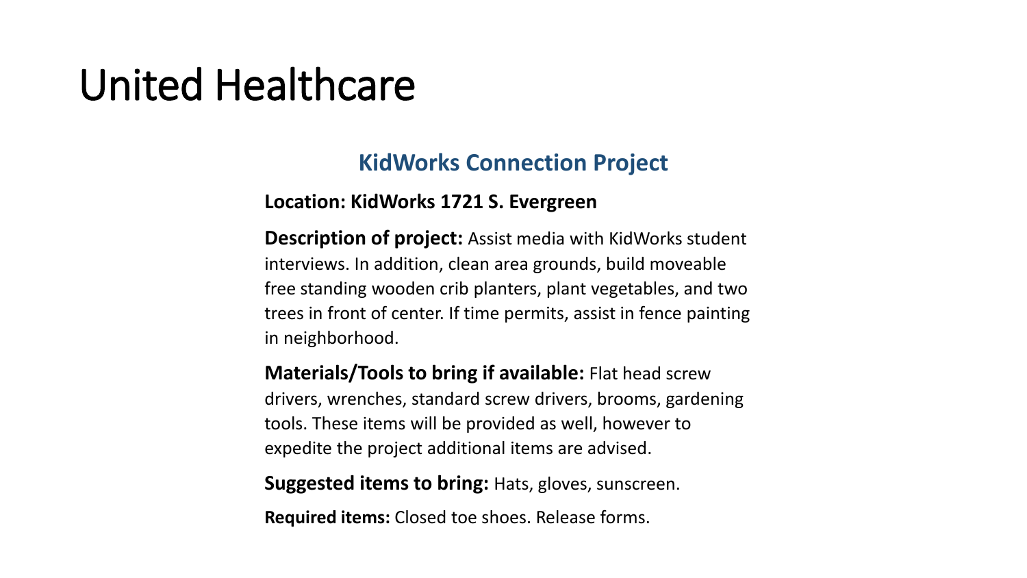# United Healthcare

## KidWorks Connection Project

**Location: KidWorks 1721 S. Evergreen**

**Description of project:** Assist media with KidWorks student interviews. In addition, clean area grounds, build moveable free standing wooden crib planters, plant vegetables, and two trees in front of center. If time permits, assist in fence painting in neighborhood.

**Materials/Tools to bring if available:** Flat head screw drivers, wrenches, standard screw drivers, brooms, gardening tools. These items will be provided as well, however to expedite the project additional items are advised.

**Suggested items to bring:** Hats, gloves, sunscreen.

**Required items:** Closed toe shoes. Release forms.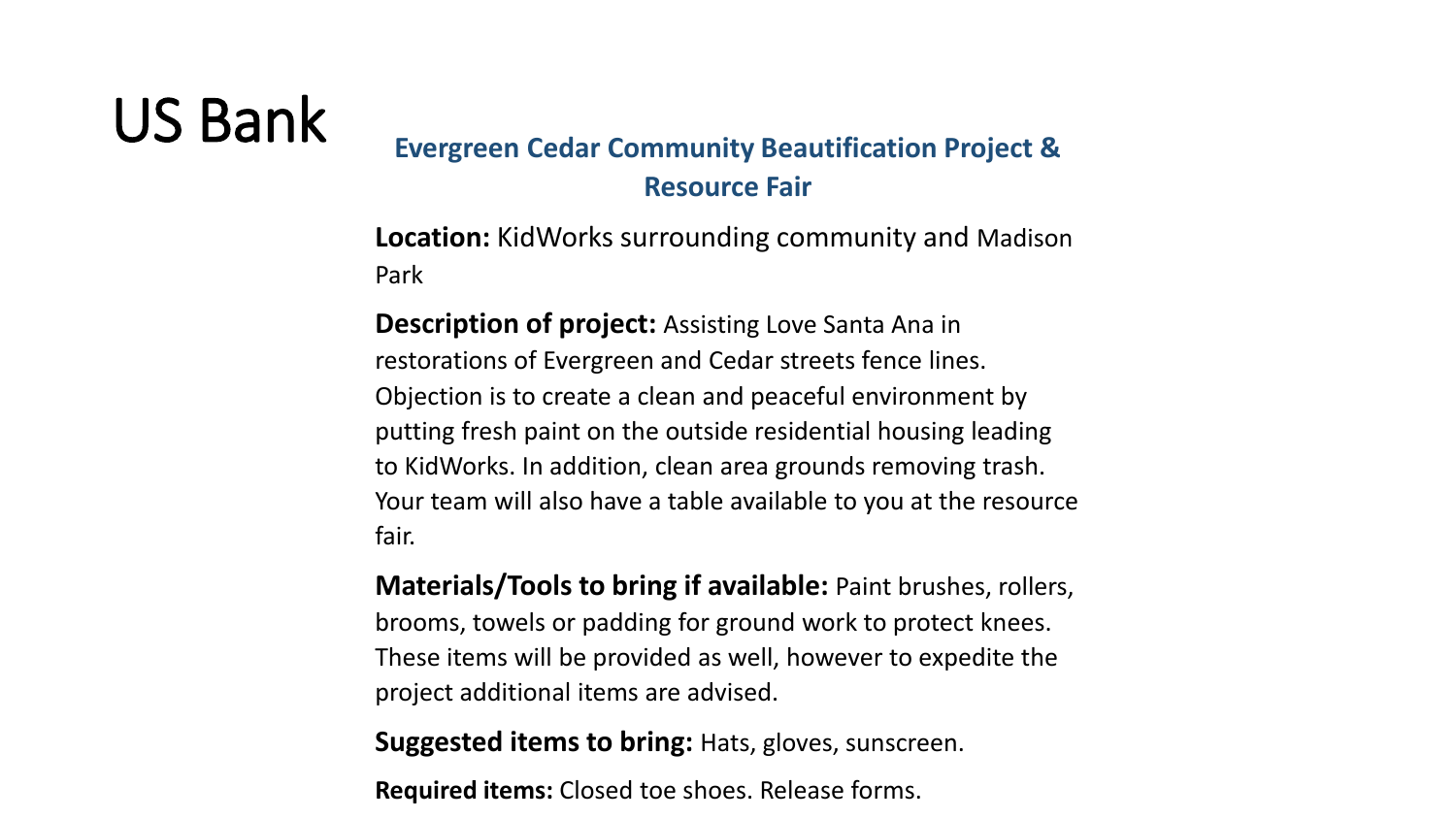# US Bank

## Evergreen Cedar Community Beautification Project & Resource Fair

**Location:** KidWorks surrounding community and Madison Park

**Description of project:** Assisting Love Santa Ana in restorations of Evergreen and Cedar streets fence lines. Objection is to create a clean and peaceful environment by putting fresh paint on the outside residential housing leading to KidWorks. In addition, clean area grounds removing trash. Your team will also have a table available to you at the resource fair.

**Materials/Tools to bring if available:** Paint brushes, rollers, brooms, towels or padding for ground work to protect knees. These items will be provided as well, however to expedite the project additional items are advised.

**Suggested items to bring:** Hats, gloves, sunscreen.

**Required items:** Closed toe shoes. Release forms.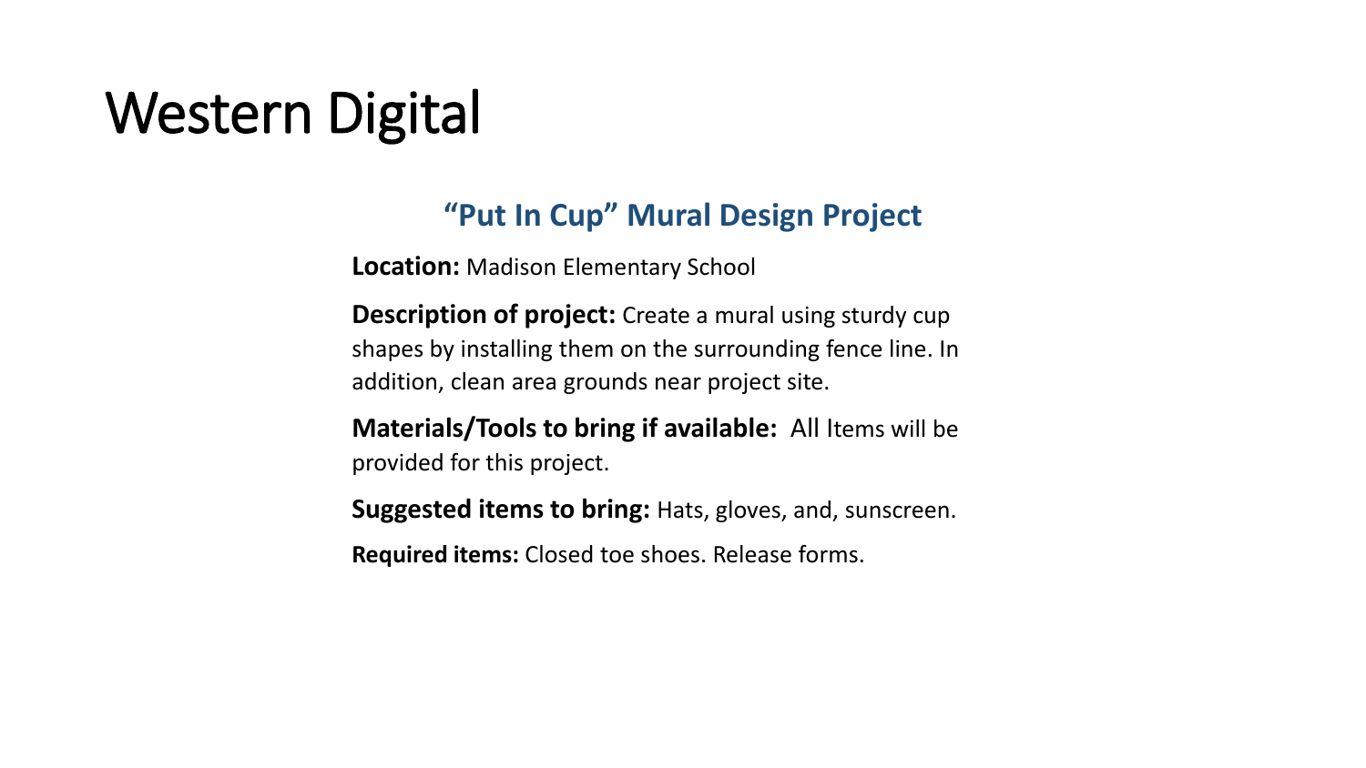# Western Digital

## “Put In Cup” Mural Design Project

**Location:** Madison Elementary School

**Description of project:** Create a mural using sturdy cup shapes by installing them on the surrounding fence line. In addition, clean area grounds near project site.

**Materials/Tools to bring if available:** All Items will be provided for this project.

**Suggested items to bring:** Hats, gloves, and, sunscreen.

**Required items:** Closed toe shoes. Release forms.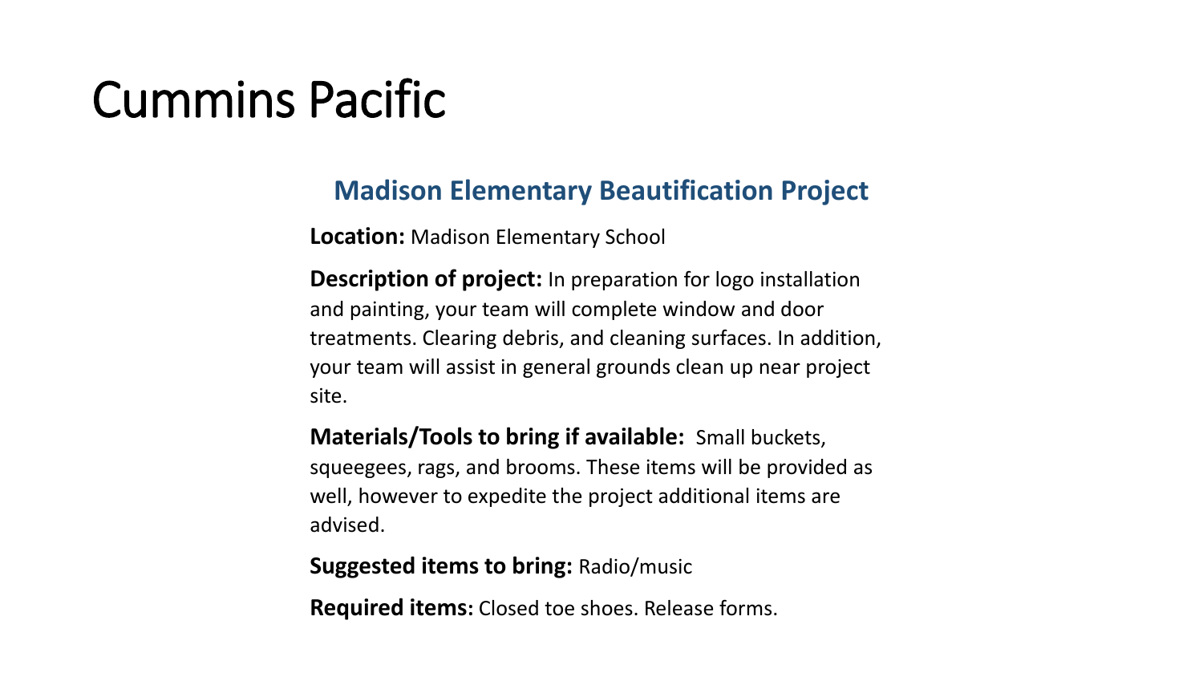# Cummins Pacific

## Madison Elementary Beautification Project

**Location:** Madison Elementary School

**Description of project:** In preparation for logo installation and painting, your team will complete window and door treatments. Clearing debris, and cleaning surfaces. In addition, your team will assist in general grounds clean up near project site.

**Materials/Tools to bring if available:** Small buckets, squeegees, rags, and brooms. These items will be provided as well, however to expedite the project additional items are advised.

**Suggested items to bring:** Radio/music

**Required items:** Closed toe shoes. Release forms.